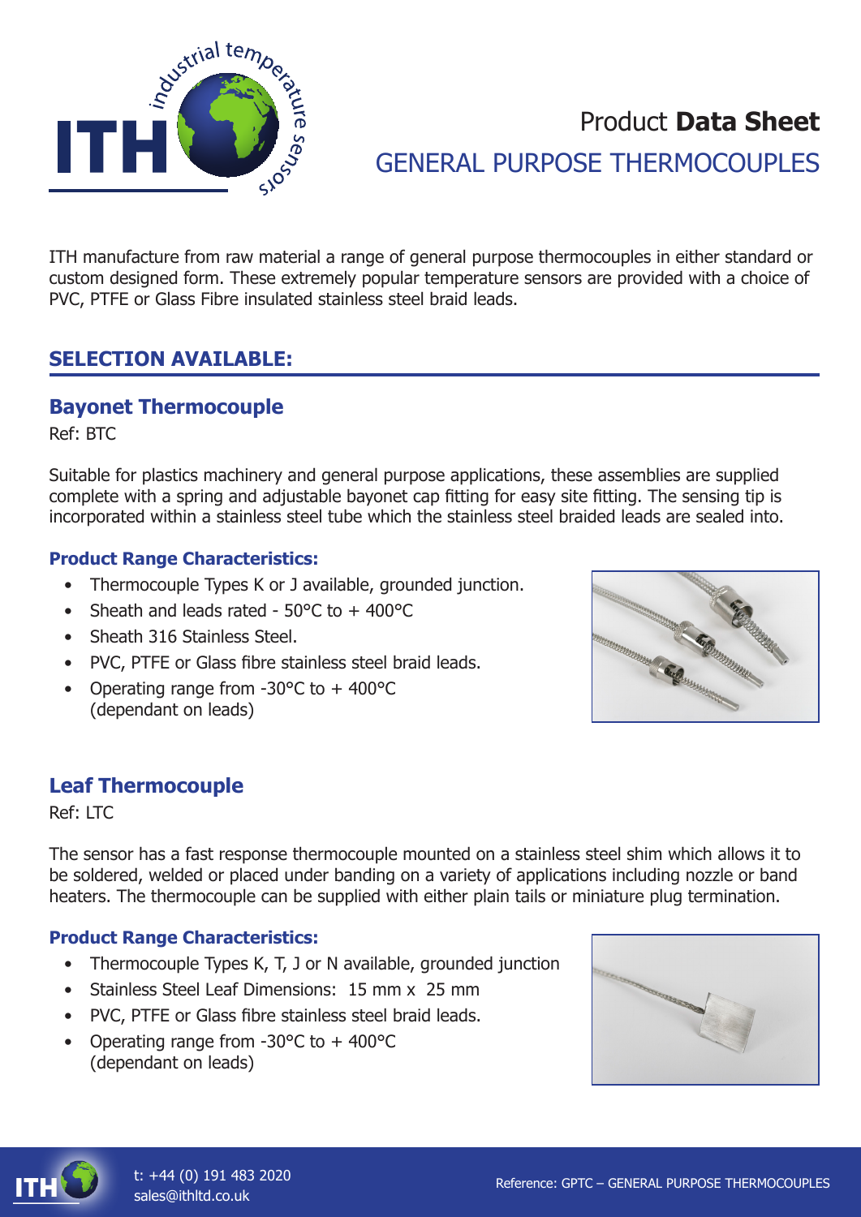# Product **Data Sheet**

## GENERAL PURPOSE THERMOCOUPLES

ITH manufacture from raw material a range of general purpose thermocouples in either standard or custom designed form. These extremely popular temperature sensors are provided with a choice of PVC, PTFE or Glass Fibre insulated stainless steel braid leads.

## SELECTION AVAILABLE:

### Bayonet Thermocouple

Ref: BTC

Suitable for plastics machinery and general purpose applications, these assemblies are supplied complete with a spring and adjustable bayonet cap fitting for easy site fitting. The sensing tip is incorporated within a stainless steel tube which the stainless steel braided leads are sealed into.

#### Product Range Characteristics:

- Thermocouple Types K or J available, grounded junction.
- Sheath and leads rated - 50°C to + 400°C
- Sheath 316 Stainless Steel.
- PVC, PTFE or Glass fibre stainless steel braid leads.
- Operating range from -30°C to + 400°C (dependant on leads)

### Leaf Thermocouple

Ref: LTC

The sensor has a fast response thermocouple mounted on a stainless steel shim which allows it to be soldered, welded or placed under banding on a variety of applications including nozzle or band heaters. The thermocouple can be supplied with either plain tails or miniature plug termination.

#### Product Range Characteristics:

- Thermocouple Types K, T, J or N available, grounded junction
- Stainless Steel Leaf Dimensions: 15 mm x 25 mm
- PVC, PTFE or Glass fibre stainless steel braid leads.
- Operating range from -30°C to + 400°C (dependant on leads)

t: +44 (0) 191 483 2020
sales@ithltd.co.uk

Reference: GPTC – GENERAL PURPOSE THERMOCOUPLES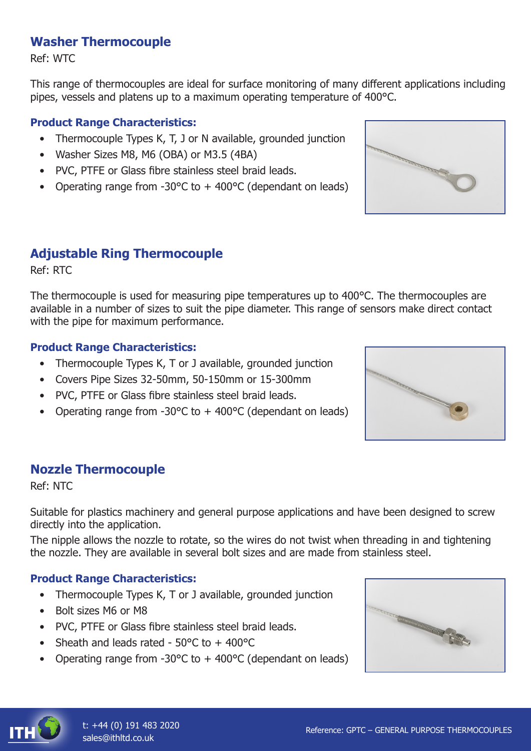## Washer Thermocouple

Ref: WTC

This range of thermocouples are ideal for surface monitoring of many different applications including pipes, vessels and platens up to a maximum operating temperature of 400°C.

### Product Range Characteristics:

- Thermocouple Types K, T, J or N available, grounded junction
- Washer Sizes M8, M6 (OBA) or M3.5 (4BA)
- PVC, PTFE or Glass fibre stainless steel braid leads.
- Operating range from -30°C to + 400°C (dependant on leads)

## Adjustable Ring Thermocouple

Ref: RTC

The thermocouple is used for measuring pipe temperatures up to 400°C. The thermocouples are available in a number of sizes to suit the pipe diameter. This range of sensors make direct contact with the pipe for maximum performance.

### Product Range Characteristics:

- Thermocouple Types K, T or J available, grounded junction
- Covers Pipe Sizes 32-50mm, 50-150mm or 15-300mm
- PVC, PTFE or Glass fibre stainless steel braid leads.
- Operating range from -30°C to + 400°C (dependant on leads)

## Nozzle Thermocouple

Ref: NTC

Suitable for plastics machinery and general purpose applications and have been designed to screw directly into the application.

The nipple allows the nozzle to rotate, so the wires do not twist when threading in and tightening the nozzle. They are available in several bolt sizes and are made from stainless steel.

### Product Range Characteristics:

- Thermocouple Types K, T or J available, grounded junction
- Bolt sizes M6 or M8
- PVC, PTFE or Glass fibre stainless steel braid leads.
- Sheath and leads rated - 50°C to + 400°C
- Operating range from -30°C to + 400°C (dependant on leads)

t: +44 (0) 191 483 2020
sales@ithltd.co.uk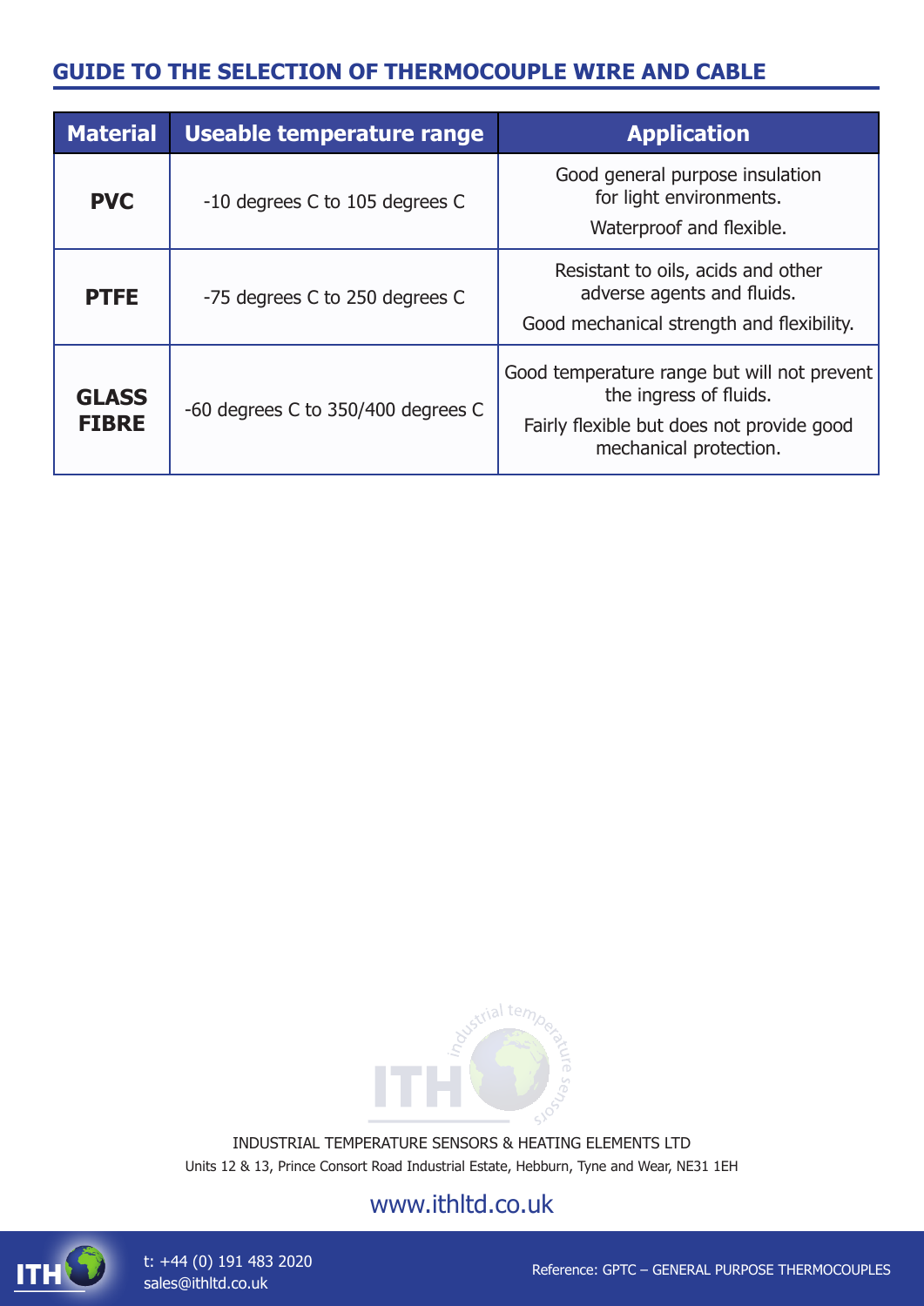## GUIDE TO THE SELECTION OF THERMOCOUPLE WIRE AND CABLE

| Material | Useable temperature range | Application |
|---|---|---|
| **PVC** | -10 degrees C to 105 degrees C | Good general purpose insulation for light environments. Waterproof and flexible. |
| **PTFE** | -75 degrees C to 250 degrees C | Resistant to oils, acids and other adverse agents and fluids. Good mechanical strength and flexibility. |
| **GLASS FIBRE** | -60 degrees C to 350/400 degrees C | Good temperature range but will not prevent the ingress of fluids. Fairly flexible but does not provide good mechanical protection. |

INDUSTRIAL TEMPERATURE SENSORS & HEATING ELEMENTS LTD

Units 12 & 13, Prince Consort Road Industrial Estate, Hebburn, Tyne and Wear, NE31 1EH

www.ithltd.co.uk

t: +44 (0) 191 483 2020

sales@ithltd.co.uk

Reference: GPTC – GENERAL PURPOSE THERMOCOUPLES